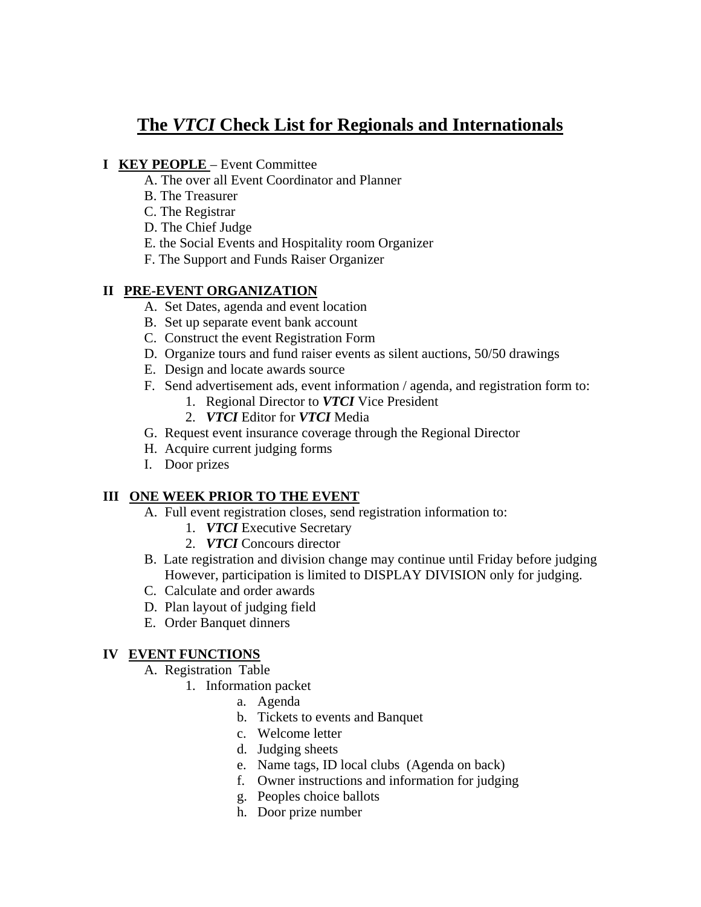# The ***VTCI*** Check List for Regionals and Internationals

**I KEY PEOPLE** – Event Committee

A. The over all Event Coordinator and Planner
B. The Treasurer
C. The Registrar
D. The Chief Judge
E. the Social Events and Hospitality room Organizer
F. The Support and Funds Raiser Organizer

**II PRE-EVENT ORGANIZATION**

A. Set Dates, agenda and event location
B. Set up separate event bank account
C. Construct the event Registration Form
D. Organize tours and fund raiser events as silent auctions, 50/50 drawings
E. Design and locate awards source
F. Send advertisement ads, event information / agenda, and registration form to:
   1. Regional Director to ***VTCI*** Vice President
   2. ***VTCI*** Editor for ***VTCI*** Media
G. Request event insurance coverage through the Regional Director
H. Acquire current judging forms
I. Door prizes

**III ONE WEEK PRIOR TO THE EVENT**

A. Full event registration closes, send registration information to:
   1. ***VTCI*** Executive Secretary
   2. ***VTCI*** Concours director
B. Late registration and division change may continue until Friday before judging However, participation is limited to DISPLAY DIVISION only for judging.
C. Calculate and order awards
D. Plan layout of judging field
E. Order Banquet dinners

**IV EVENT FUNCTIONS**

A. Registration Table
   1. Information packet
      a. Agenda
      b. Tickets to events and Banquet
      c. Welcome letter
      d. Judging sheets
      e. Name tags, ID local clubs (Agenda on back)
      f. Owner instructions and information for judging
      g. Peoples choice ballots
      h. Door prize number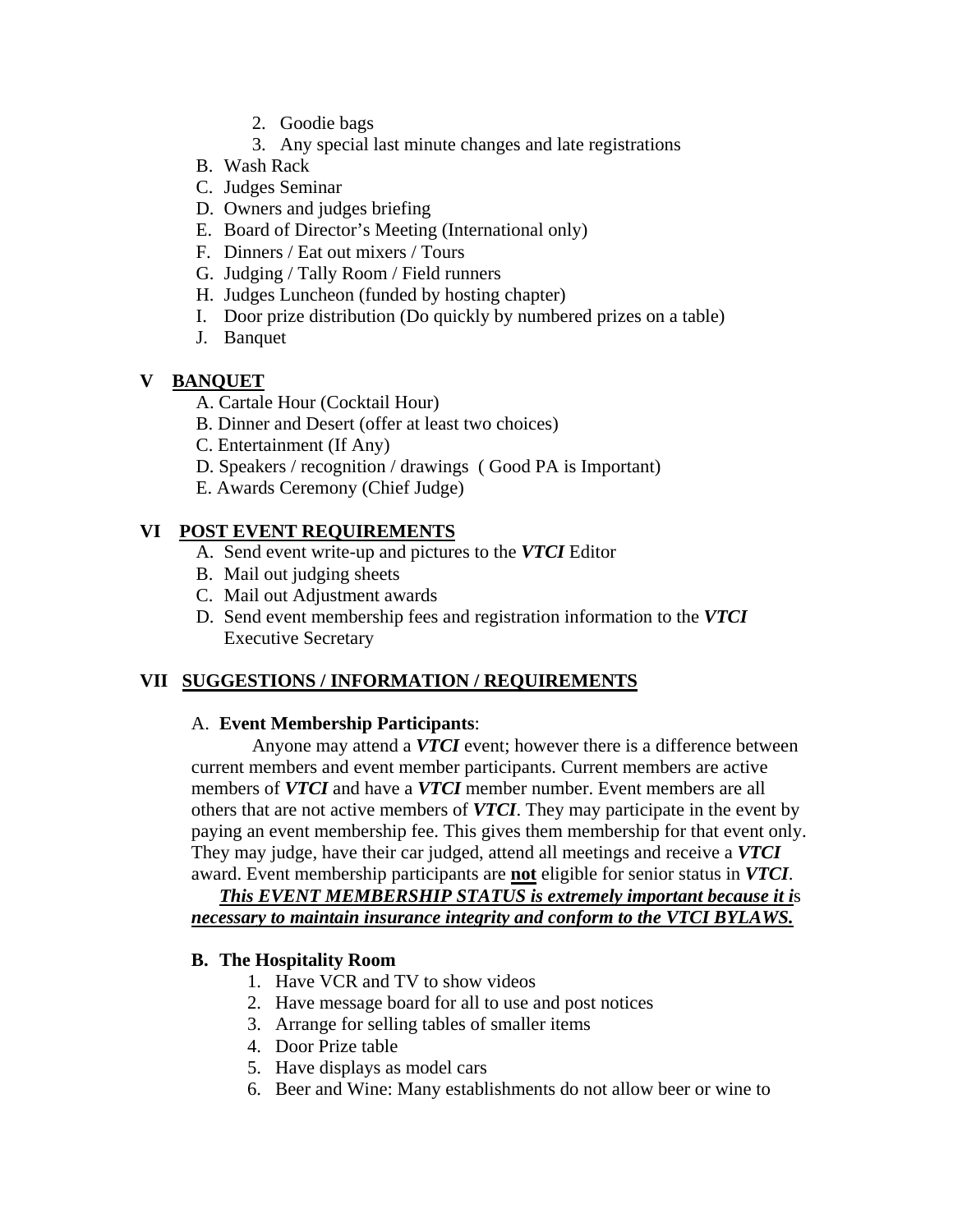2. Goodie bags
   3. Any special last minute changes and late registrations

B. Wash Rack
C. Judges Seminar
D. Owners and judges briefing
E. Board of Director's Meeting (International only)
F. Dinners / Eat out mixers / Tours
G. Judging / Tally Room / Field runners
H. Judges Luncheon (funded by hosting chapter)
I. Door prize distribution (Do quickly by numbered prizes on a table)
J. Banquet

## V BANQUET

A. Cartale Hour (Cocktail Hour)
B. Dinner and Desert (offer at least two choices)
C. Entertainment (If Any)
D. Speakers / recognition / drawings ( Good PA is Important)
E. Awards Ceremony (Chief Judge)

## VI POST EVENT REQUIREMENTS

A. Send event write-up and pictures to the ***VTCI*** Editor
B. Mail out judging sheets
C. Mail out Adjustment awards
D. Send event membership fees and registration information to the ***VTCI*** Executive Secretary

## VII SUGGESTIONS / INFORMATION / REQUIREMENTS

A. **Event Membership Participants**:

Anyone may attend a ***VTCI*** event; however there is a difference between current members and event member participants. Current members are active members of ***VTCI*** and have a ***VTCI*** member number. Event members are all others that are not active members of ***VTCI***. They may participate in the event by paying an event membership fee. This gives them membership for that event only. They may judge, have their car judged, attend all meetings and receive a ***VTCI*** award. Event membership participants are **not** eligible for senior status in ***VTCI***.

***This EVENT MEMBERSHIP STATUS is extremely important because it is necessary to maintain insurance integrity and conform to the VTCI BYLAWS.***

**B. The Hospitality Room**

1. Have VCR and TV to show videos
2. Have message board for all to use and post notices
3. Arrange for selling tables of smaller items
4. Door Prize table
5. Have displays as model cars
6. Beer and Wine: Many establishments do not allow beer or wine to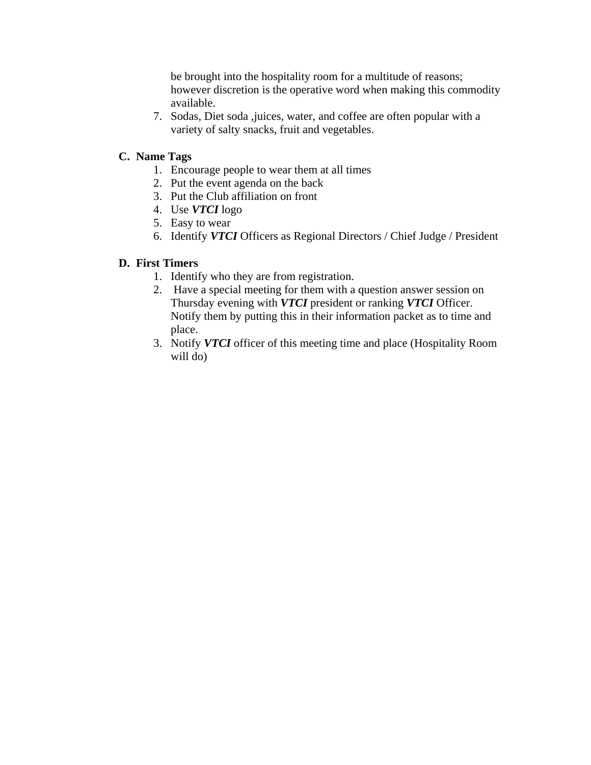be brought into the hospitality room for a multitude of reasons; however discretion is the operative word when making this commodity available.

7. Sodas, Diet soda ,juices, water, and coffee are often popular with a variety of salty snacks, fruit and vegetables.

**C. Name Tags**

1. Encourage people to wear them at all times
2. Put the event agenda on the back
3. Put the Club affiliation on front
4. Use ***VTCI*** logo
5. Easy to wear
6. Identify ***VTCI*** Officers as Regional Directors / Chief Judge / President

**D. First Timers**

1. Identify who they are from registration.
2. Have a special meeting for them with a question answer session on Thursday evening with ***VTCI*** president or ranking ***VTCI*** Officer. Notify them by putting this in their information packet as to time and place.
3. Notify ***VTCI*** officer of this meeting time and place (Hospitality Room will do)